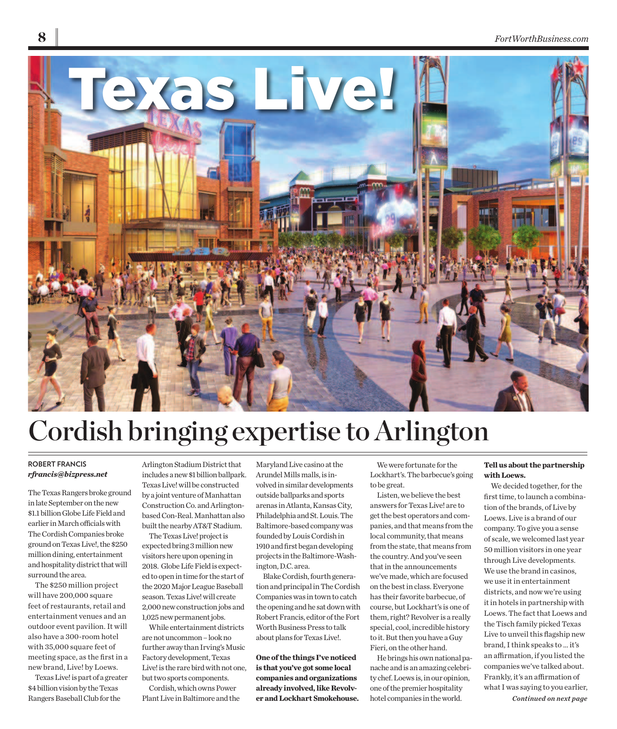# Texas Live!

# Cordish bringing expertise to Arlington

ROBERT FRANCIS
*rfrancis@bizpress.net*

The Texas Rangers broke ground in late September on the new $1.1 billion Globe Life Field and earlier in March officials with The Cordish Companies broke ground on Texas Live!, the $250 million dining, entertainment and hospitality district that will surround the area.

The $250 million project will have 200,000 square feet of restaurants, retail and entertainment venues and an outdoor event pavilion. It will also have a 300-room hotel with 35,000 square feet of meeting space, as the first in a new brand, Live! by Loews.

Texas Live! is part of a greater $4 billion vision by the Texas Rangers Baseball Club for the Arlington Stadium District that includes a new $1 billion ballpark. Texas Live! will be constructed by a joint venture of Manhattan Construction Co. and Arlington-based Con-Real. Manhattan also built the nearby AT&T Stadium.

The Texas Live! project is expected bring 3 million new visitors here upon opening in 2018. Globe Life Field is expected to open in time for the start of the 2020 Major League Baseball season. Texas Live! will create 2,000 new construction jobs and 1,025 new permanent jobs.

While entertainment districts are not uncommon – look no further away than Irving's Music Factory development, Texas Live! is the rare bird with not one, but two sports components.

Cordish, which owns Power Plant Live in Baltimore and the Maryland Live casino at the Arundel Mills malls, is involved in similar developments outside ballparks and sports arenas in Atlanta, Kansas City, Philadelphia and St. Louis. The Baltimore-based company was founded by Louis Cordish in 1910 and first began developing projects in the Baltimore-Washington, D.C. area.

Blake Cordish, fourth generation and principal in The Cordish Companies was in town to catch the opening and he sat down with Robert Francis, editor of the Fort Worth Business Press to talk about plans for Texas Live!.

**One of the things I've noticed is that you've got some local companies and organizations already involved, like Revolver and Lockhart Smokehouse.**

We were fortunate for the Lockhart's. The barbecue's going to be great.

Listen, we believe the best answers for Texas Live! are to get the best operators and companies, and that means from the local community, that means from the state, that means from the country. And you've seen that in the announcements we've made, which are focused on the best in class. Everyone has their favorite barbecue, of course, but Lockhart's is one of them, right? Revolver is a really special, cool, incredible history to it. But then you have a Guy Fieri, on the other hand.

He brings his own national panache and is an amazing celebrity chef. Loews is, in our opinion, one of the premier hospitality hotel companies in the world.

**Tell us about the partnership with Loews.**

We decided together, for the first time, to launch a combination of the brands, of Live by Loews. Live is a brand of our company. To give you a sense of scale, we welcomed last year 50 million visitors in one year through Live developments. We use the brand in casinos, we use it in entertainment districts, and now we're using it in hotels in partnership with Loews. The fact that Loews and the Tisch family picked Texas Live to unveil this flagship new brand, I think speaks to … it's an affirmation, if you listed the companies we've talked about. Frankly, it's an affirmation of what I was saying to you earlier,

***Continued on next page***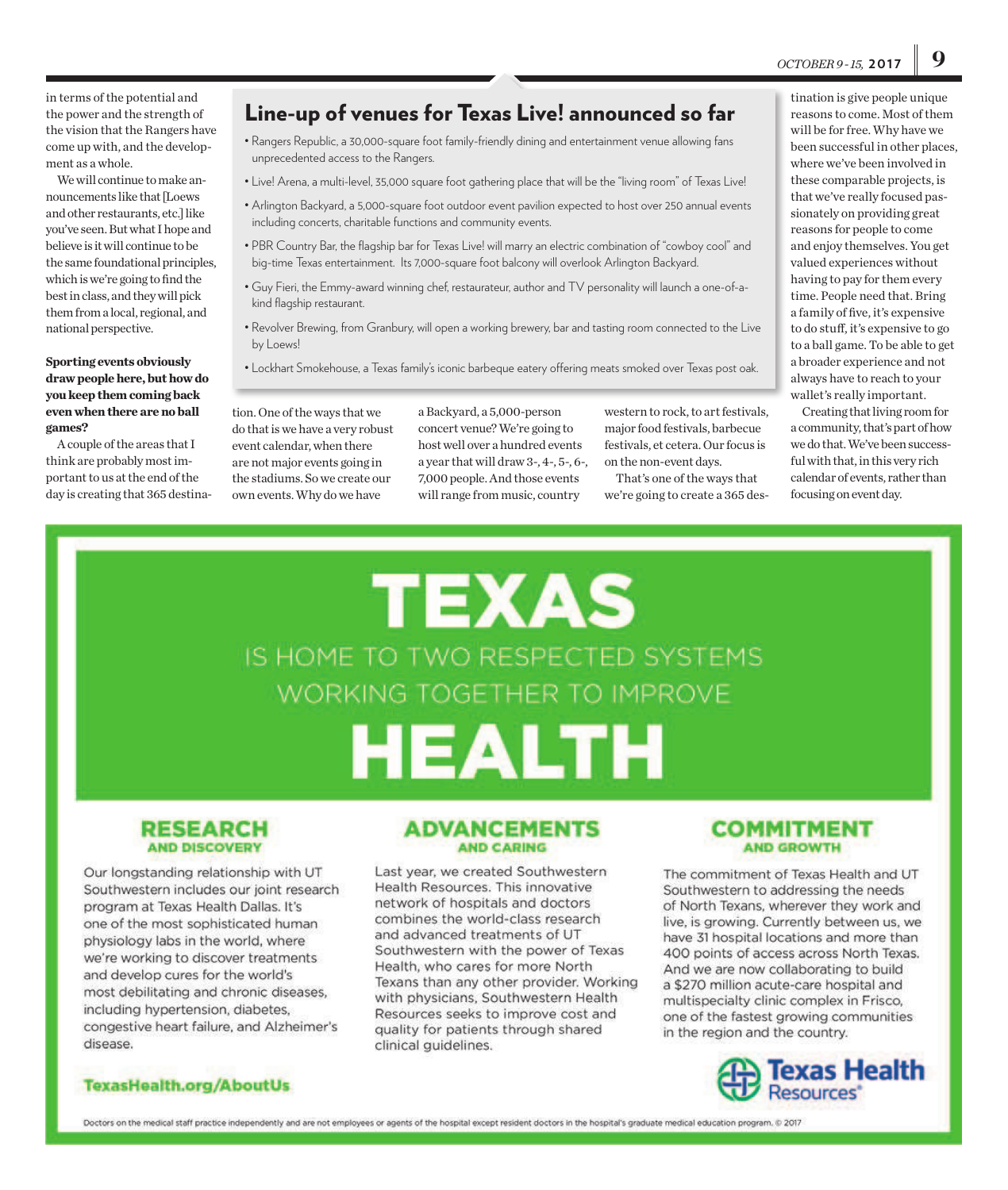in terms of the potential and the power and the strength of the vision that the Rangers have come up with, and the development as a whole.

We will continue to make announcements like that [Loews and other restaurants, etc.] like you've seen. But what I hope and believe is it will continue to be the same foundational principles, which is we're going to find the best in class, and they will pick them from a local, regional, and national perspective.

**Sporting events obviously draw people here, but how do you keep them coming back even when there are no ball games?**

A couple of the areas that I think are probably most important to us at the end of the day is creating that 365 destination. One of the ways that we do that is we have a very robust event calendar, when there are not major events going in the stadiums. So we create our own events. Why do we have a Backyard, a 5,000-person concert venue? We're going to host well over a hundred events a year that will draw 3-, 4-, 5-, 6-, 7,000 people. And those events will range from music, country western to rock, to art festivals, major food festivals, barbecue festivals, et cetera. Our focus is on the non-event days.

That's one of the ways that we're going to create a 365 destination is give people unique reasons to come. Most of them will be for free. Why have we been successful in other places, where we've been involved in these comparable projects, is that we've really focused passionately on providing great reasons for people to come and enjoy themselves. You get valued experiences without having to pay for them every time. People need that. Bring a family of five, it's expensive to do stuff, it's expensive to go to a ball game. To be able to get a broader experience and not always have to reach to your wallet's really important.

Creating that living room for a community, that's part of how we do that. We've been successful with that, in this very rich calendar of events, rather than focusing on event day.

## Line-up of venues for Texas Live! announced so far

- Rangers Republic, a 30,000-square foot family-friendly dining and entertainment venue allowing fans unprecedented access to the Rangers.
- Live! Arena, a multi-level, 35,000 square foot gathering place that will be the "living room" of Texas Live!
- Arlington Backyard, a 5,000-square foot outdoor event pavilion expected to host over 250 annual events including concerts, charitable functions and community events.
- PBR Country Bar, the flagship bar for Texas Live! will marry an electric combination of "cowboy cool" and big-time Texas entertainment. Its 7,000-square foot balcony will overlook Arlington Backyard.
- Guy Fieri, the Emmy-award winning chef, restaurateur, author and TV personality will launch a one-of-a-kind flagship restaurant.
- Revolver Brewing, from Granbury, will open a working brewery, bar and tasting room connected to the Live by Loews!
- Lockhart Smokehouse, a Texas family's iconic barbeque eatery offering meats smoked over Texas post oak.

# TEXAS IS HOME TO TWO RESPECTED SYSTEMS WORKING TOGETHER TO IMPROVE HEALTH

### RESEARCH AND DISCOVERY

Our longstanding relationship with UT Southwestern includes our joint research program at Texas Health Dallas. It's one of the most sophisticated human physiology labs in the world, where we're working to discover treatments and develop cures for the world's most debilitating and chronic diseases, including hypertension, diabetes, congestive heart failure, and Alzheimer's disease.

### ADVANCEMENTS AND CARING

Last year, we created Southwestern Health Resources. This innovative network of hospitals and doctors combines the world-class research and advanced treatments of UT Southwestern with the power of Texas Health, who cares for more North Texans than any other provider. Working with physicians, Southwestern Health Resources seeks to improve cost and quality for patients through shared clinical guidelines.

### COMMITMENT AND GROWTH

The commitment of Texas Health and UT Southwestern to addressing the needs of North Texans, wherever they work and live, is growing. Currently between us, we have 31 hospital locations and more than 400 points of access across North Texas. And we are now collaborating to build a $270 million acute-care hospital and multispecialty clinic complex in Frisco, one of the fastest growing communities in the region and the country.

TexasHealth.org/AboutUs

Texas Health Resources®

Doctors on the medical staff practice independently and are not employees or agents of the hospital except resident doctors in the hospital's graduate medical education program. © 2017